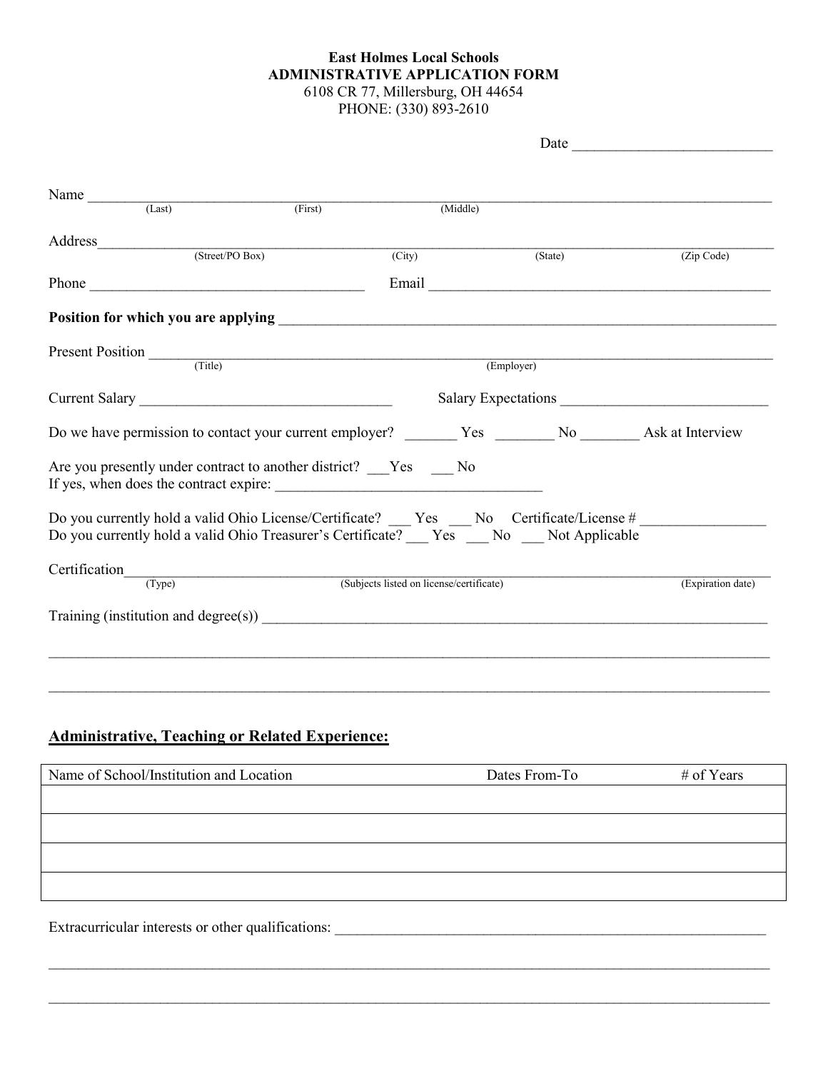**East Holmes Local Schools**
**ADMINISTRATIVE APPLICATION FORM**
6108 CR 77, Millersburg, OH 44654
PHONE: (330) 893-2610

Date ___________________________

Name _______________________________________________________________________________
(Last) (First) (Middle)

Address_____________________________________________________________________________
(Street/PO Box) (City) (State) (Zip Code)

Phone ____________________________________ Email ___________________________________________

**Position for which you are applying** _________________________________________________________

Present Position ______________________________________________________________________
(Title) (Employer)

Current Salary _________________________________ Salary Expectations ___________________________

Do we have permission to contact your current employer? _______ Yes ________ No ________ Ask at Interview

Are you presently under contract to another district? ___Yes ___ No
If yes, when does the contract expire: __________________________________

Do you currently hold a valid Ohio License/Certificate? ___ Yes ___ No Certificate/License # ________________
Do you currently hold a valid Ohio Treasurer's Certificate? ___ Yes ___ No ___ Not Applicable

Certification__________________________________________________________________________
(Type) (Subjects listed on license/certificate) (Expiration date)

Training (institution and degree(s)) _______________________________________________________

_______________________________________________________________________________________

_______________________________________________________________________________________

## Administrative, Teaching or Related Experience:

| Name of School/Institution and Location | Dates From-To | # of Years |
|---|---|---|
| | | |
| | | |
| | | |
| | | |

Extracurricular interests or other qualifications: _____________________________________________

_______________________________________________________________________________________

_______________________________________________________________________________________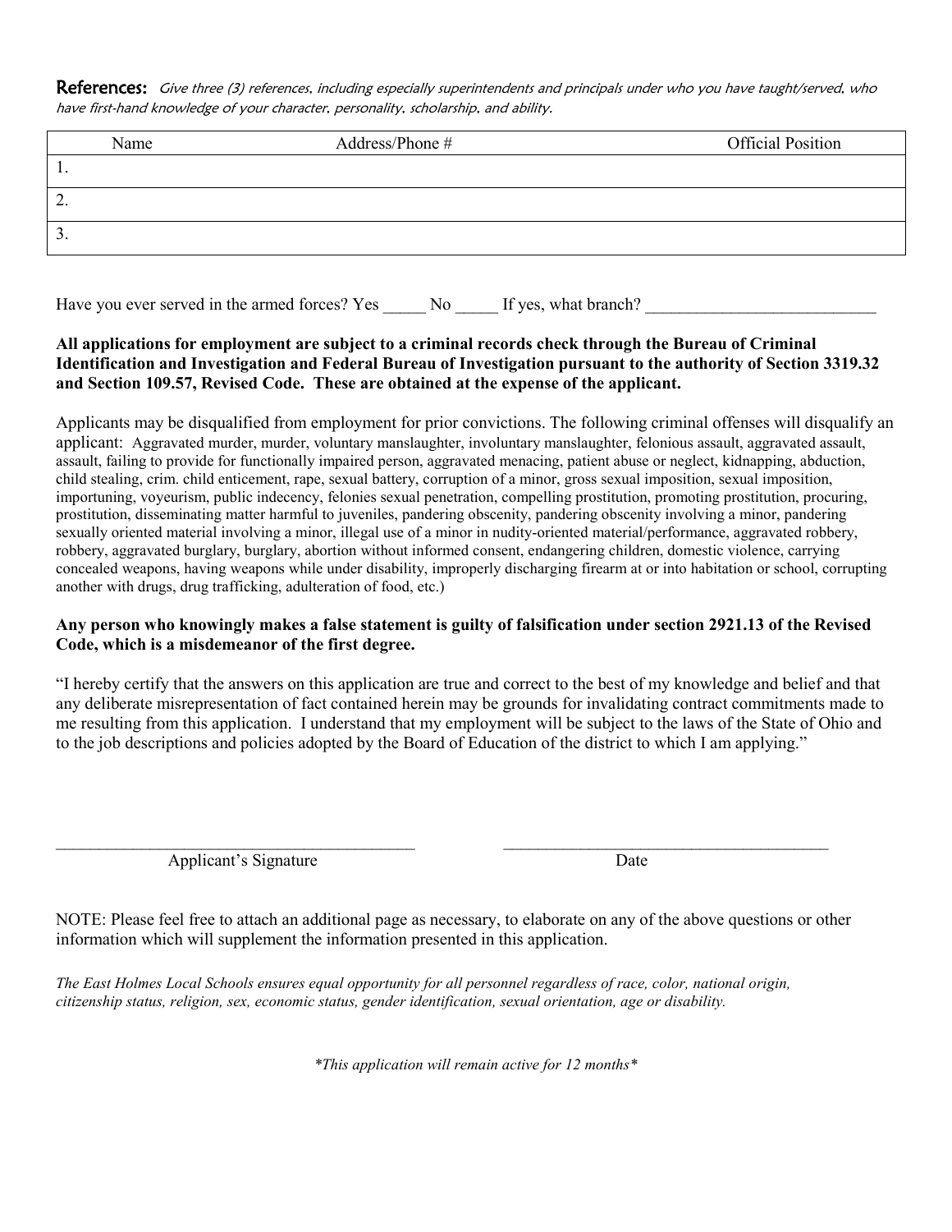**References:** *Give three (3) references, including especially superintendents and principals under who you have taught/served, who have first-hand knowledge of your character, personality, scholarship, and ability.*

| Name | Address/Phone # | Official Position |
|---|---|---|
| 1. | | |
| 2. | | |
| 3. | | |

Have you ever served in the armed forces? Yes _____ No _____ If yes, what branch? ___________________________

**All applications for employment are subject to a criminal records check through the Bureau of Criminal Identification and Investigation and Federal Bureau of Investigation pursuant to the authority of Section 3319.32 and Section 109.57, Revised Code. These are obtained at the expense of the applicant.**

Applicants may be disqualified from employment for prior convictions. The following criminal offenses will disqualify an applicant: Aggravated murder, murder, voluntary manslaughter, involuntary manslaughter, felonious assault, aggravated assault, assault, failing to provide for functionally impaired person, aggravated menacing, patient abuse or neglect, kidnapping, abduction, child stealing, crim. child enticement, rape, sexual battery, corruption of a minor, gross sexual imposition, sexual imposition, importuning, voyeurism, public indecency, felonies sexual penetration, compelling prostitution, promoting prostitution, procuring, prostitution, disseminating matter harmful to juveniles, pandering obscenity, pandering obscenity involving a minor, pandering sexually oriented material involving a minor, illegal use of a minor in nudity-oriented material/performance, aggravated robbery, robbery, aggravated burglary, burglary, abortion without informed consent, endangering children, domestic violence, carrying concealed weapons, having weapons while under disability, improperly discharging firearm at or into habitation or school, corrupting another with drugs, drug trafficking, adulteration of food, etc.)

**Any person who knowingly makes a false statement is guilty of falsification under section 2921.13 of the Revised Code, which is a misdemeanor of the first degree.**

"I hereby certify that the answers on this application are true and correct to the best of my knowledge and belief and that any deliberate misrepresentation of fact contained herein may be grounds for invalidating contract commitments made to me resulting from this application. I understand that my employment will be subject to the laws of the State of Ohio and to the job descriptions and policies adopted by the Board of Education of the district to which I am applying."

_____________________________________________ _________________________________________

Applicant's Signature Date

NOTE: Please feel free to attach an additional page as necessary, to elaborate on any of the above questions or other information which will supplement the information presented in this application.

*The East Holmes Local Schools ensures equal opportunity for all personnel regardless of race, color, national origin, citizenship status, religion, sex, economic status, gender identification, sexual orientation, age or disability.*

*\*This application will remain active for 12 months\**